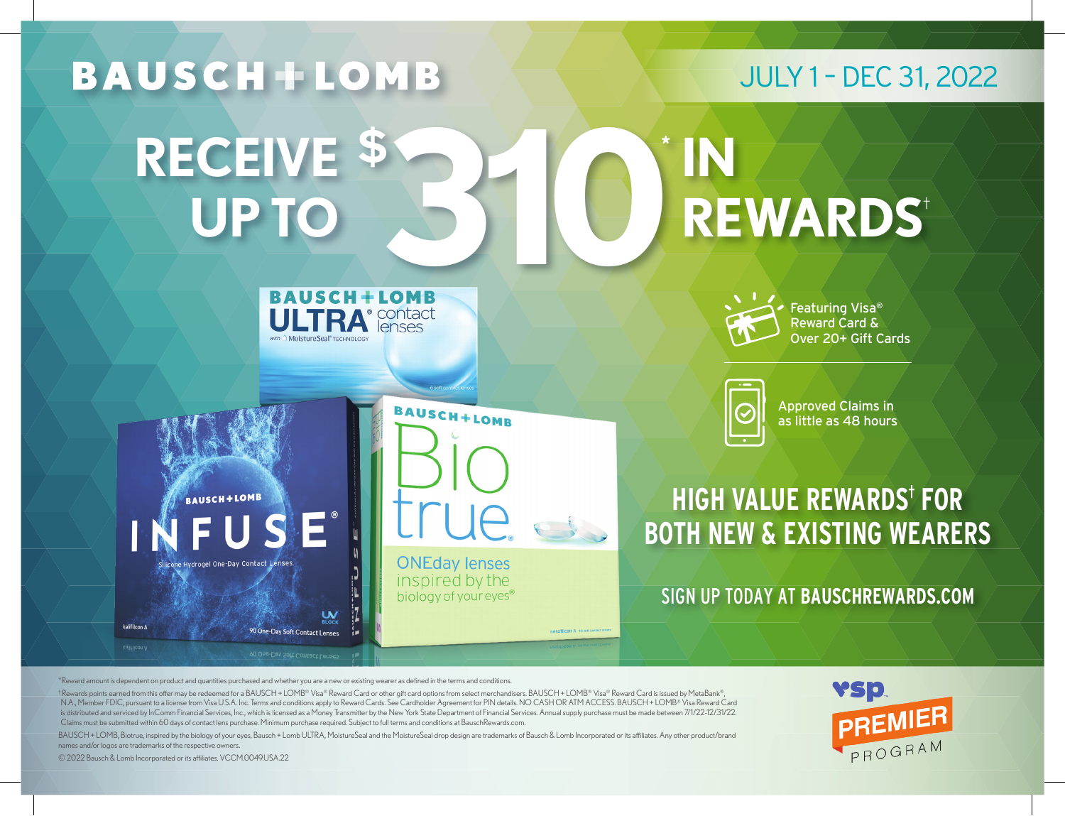# BAUSCH + LOMB

JULY 1 – DEC 31, 2022

# RECEIVE UP TO $310* IN REWARDS†

Featuring Visa® Reward Card & Over 20+ Gift Cards

Approved Claims in as little as 48 hours

## HIGH VALUE REWARDS† FOR BOTH NEW & EXISTING WEARERS

## SIGN UP TODAY AT BAUSCHREWARDS.COM

*Reward amount is dependent on product and quantities purchased and whether you are a new or existing wearer as defined in the terms and conditions.

† Rewards points earned from this offer may be redeemed for a BAUSCH + LOMB® Visa® Reward Card or other gift card options from select merchandisers. BAUSCH + LOMB® Visa® Reward Card is issued by MetaBank®, N.A., Member FDIC, pursuant to a license from Visa U.S.A. Inc. Terms and conditions apply to Reward Cards. See Cardholder Agreement for PIN details. NO CASH OR ATM ACCESS. BAUSCH + LOMB® Visa® Reward Card is distributed and serviced by InComm Financial Services, Inc., which is licensed as a Money Transmitter by the New York State Department of Financial Services. Annual supply purchase must be made between 7/1/22-12/31/22. Claims must be submitted within 60 days of contact lens purchase. Minimum purchase required. Subject to full terms and conditions at BauschRewards.com.

BAUSCH + LOMB, Biotrue, inspired by the biology of your eyes, Bausch + Lomb ULTRA, MoistureSeal and the MoistureSeal drop design are trademarks of Bausch & Lomb Incorporated or its affiliates. Any other product/brand names and/or logos are trademarks of the respective owners.

© 2022 Bausch & Lomb Incorporated or its affiliates. VCCM.0049.USA.22

vsp PREMIER PROGRAM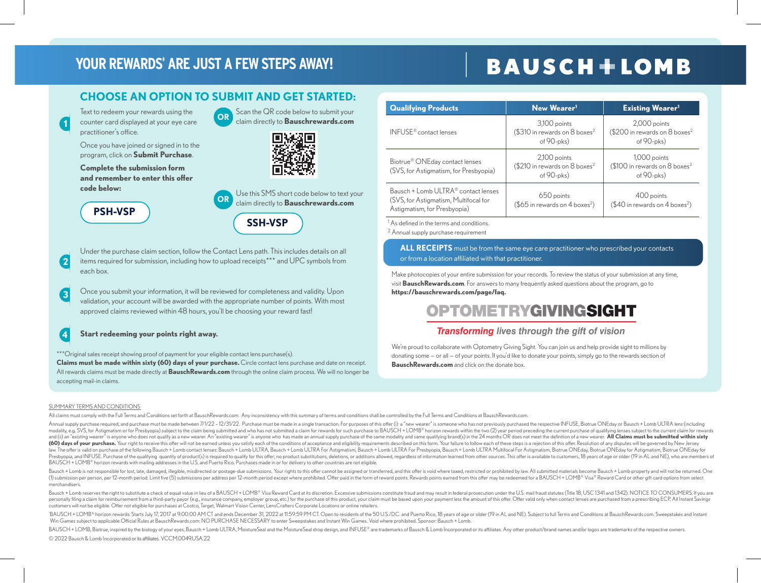# YOUR REWARDS‡ ARE JUST A FEW STEPS AWAY!

**BAUSCH + LOMB**

## CHOOSE AN OPTION TO SUBMIT AND GET STARTED:

**1** Text to redeem your rewards using the counter card displayed at your eye care practitioner's office.

Once you have joined or signed in to the program, click on **Submit Purchase**.

**Complete the submission form and remember to enter this offer code below:**

**PSH-VSP**

**OR** Scan the QR code below to submit your claim directly to **Bauschrewards.com**

**OR** Use this SMS short code below to text your claim directly to **Bauschrewards.com**

**SSH-VSP**

**2** Under the purchase claim section, follow the Contact Lens path. This includes details on all items required for submission, including how to upload receipts*** and UPC symbols from each box.

**3** Once you submit your information, it will be reviewed for completeness and validity. Upon validation, your account will be awarded with the appropriate number of points. With most approved claims reviewed within 48 hours, you'll be choosing your reward fast!

**4** **Start redeeming your points right away.**

***Original sales receipt showing proof of payment for your eligible contact lens purchase(s).
**Claims must be made within sixty (60) days of your purchase.** Circle contact lens purchase and date on receipt. All rewards claims must be made directly at **BauschRewards.com** through the online claim process. We will no longer be accepting mail-in claims.

| Qualifying Products | New Wearer[1] | Existing Wearer[1] |
|---|---|---|
| INFUSE® contact lenses | 3,100 points ($310 in rewards on 8 boxes[2] of 90-pks) | 2,000 points ($200 in rewards on 8 boxes[2] of 90-pks) |
| Biotrue® ONEday contact lenses (SVS, for Astigmatism, for Presbyopia) | 2,100 points ($210 in rewards on 8 boxes[2] of 90-pks) | 1,000 points ($100 in rewards on 8 boxes[2] of 90-pks) |
| Bausch + Lomb ULTRA® contact lenses (SVS, for Astigmatism, Multifocal for Astigmatism, for Presbyopia) | 650 points ($65 in rewards on 4 boxes[2]) | 400 points ($40 in rewards on 4 boxes[2]) |

[1] As defined in the terms and conditions.
[2] Annual supply purchase requirement

**ALL RECEIPTS** must be from the same eye care practitioner who prescribed your contacts or from a location affiliated with that practitioner.

Make photocopies of your entire submission for your records. To review the status of your submission at any time, visit **BauschRewards.com**. For answers to many frequently asked questions about the program, go to **https://bauschrewards.com/page/faq.**

**OPTOMETRYGIVINGSIGHT**

*Transforming lives through the gift of vision*

We're proud to collaborate with Optometry Giving Sight. You can join us and help provide sight to millions by donating some – or all – of your points. If you'd like to donate your points, simply go to the rewards section of **BauschRewards.com** and click on the donate box.

SUMMARY TERMS AND CONDITIONS

All claims must comply with the Full Terms and Conditions set forth at BauschRewards.com. Any inconsistency with this summary of terms and conditions shall be controlled by the Full Terms and Conditions at BauschRewards.com.

Annual supply purchase required, and purchase must be made between 7/1/22 - 12/31/22. Purchase must be made in a single transaction. For purposes of this offer (i) a "new wearer" is someone who has not previously purchased the respective INFUSE, Biotrue ONEday or Bausch + Lomb ULTRA lens (including modality, e.g. SVS, for Astigmatism or for Presbyopia) subject to the claim being submitted and who has not submitted a claim for rewards for such purchase to BAUSCH + LOMB® horizon rewards within the two (2) year period preceding the current purchase of qualifying lenses subject to the current claim for rewards and (ii) an "existing wearer" is anyone who does not qualify as a new wearer. An "existing wearer" is anyone who has made an annual supply purchase of the same modality and same qualifying brand(s) in the 24 months OR does not meet the definition of a new wearer. **All Claims must be submitted within sixty (60) days of your purchase.** Your right to receive this offer will not be earned unless you satisfy each of the conditions of acceptance and eligibility requirements described on this form. Your failure to follow each of these steps is a rejection of this offer. Resolution of any disputes will be governed by New Jersey law. The offer is valid on purchase of the following Bausch + Lomb contact lenses: Bausch + Lomb ULTRA, Bausch + Lomb ULTRA For Astigmatism, Bausch + Lomb ULTRA For Presbyopia, Bausch + Lomb ULTRA Multifocal For Astigmatism, Biotrue ONEday, Biotrue ONEday for Astigmatism, Biotrue ONEday for Presbyopia, and INFUSE. Purchase of the qualifying quantity of product(s) is required to qualify for this offer; no product substitutions, deletions, or additions allowed, regardless of information learned from other sources. This offer is available to customers, 18 years of age or older (19 in AL and NE), who are members of BAUSCH + LOMB® horizon rewards with mailing addresses in the U.S. and Puerto Rico. Purchases made in or for delivery to other countries are not eligible.

Bausch + Lomb is not responsible for lost, late, damaged, illegible, misdirected or postage-due submissions. Your rights to this offer cannot be assigned or transferred, and this offer is void where taxed, restricted or prohibited by law. All submitted materials become Bausch + Lomb property and will not be returned. One (1) submission per person, per 12-month period. Limit five (5) submissions per address per 12-month period except where prohibited. Offer paid in the form of reward points. Rewards points earned from this offer may be redeemed for a BAUSCH + LOMB® Visa® Reward Card or other gift card options from select merchandisers.

Bausch + Lomb reserves the right to substitute a check of equal value in lieu of a BAUSCH + LOMB® Visa Reward Card at its discretion. Excessive submissions constitute fraud and may result in federal prosecution under the U.S. mail fraud statutes (Title 18, USC 1341 and 1342). NOTICE TO CONSUMERS: If you are personally filing a claim for reimbursement from a third-party payor (e.g., insurance company, employer group, etc.) for the purchase of this product, your claim must be based upon your payment less the amount of this offer. Offer valid only when contact lenses are purchased from a prescribing ECP. All Instant Savings customers will not be eligible. Offer not eligible for purchases at Costco, Target, Walmart Vision Center, LensCrafters Corporate Locations or online retailers.

‡BAUSCH + LOMB® horizon rewards: Starts July 17, 2017 at 9:00:00 AM CT and ends December 31, 2022 at 11:59:59 PM CT. Open to residents of the 50 U.S./D.C. and Puerto Rico, 18 years of age or older (19 in AL and NE). Subject to full Terms and Conditions at BauschRewards.com. Sweepstakes and Instant Win Games subject to applicable Official Rules at BauschRewards.com: NO PURCHASE NECESSARY to enter Sweepstakes and Instant Win Games. Void where prohibited. Sponsor: Bausch + Lomb.

BAUSCH + LOMB, Biotrue, inspired by the biology of your eyes, Bausch + Lomb ULTRA, MoistureSeal and the MoistureSeal drop design, and INFUSE® are trademarks of Bausch & Lomb Incorporated or its affiliates. Any other product/brand names and/or logos are trademarks of the respective owners.

© 2022 Bausch & Lomb Incorporated or its affiliates. VCCM.0049.USA.22